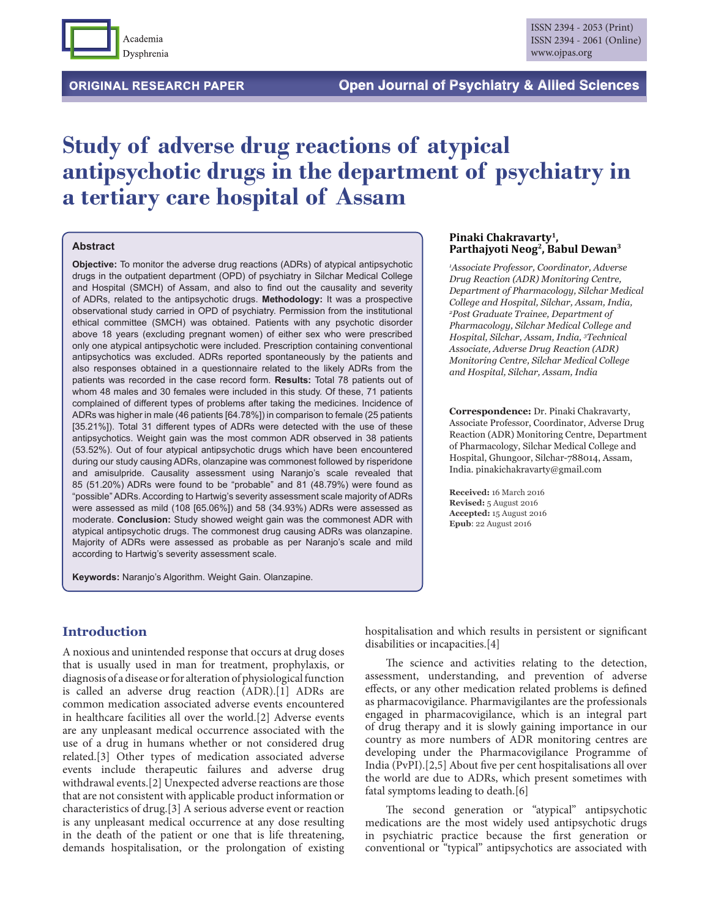ORIGINAL RESEARCH PAPER

# Study of adverse drug reactions of atypical antipsychotic drugs in the department of psychiatry in a tertiary care hospital of Assam

**Pinaki Chakravarty[1], Parthajyoti Neog[2], Babul Dewan[3]**

*[1]Associate Professor, Coordinator, Adverse Drug Reaction (ADR) Monitoring Centre, Department of Pharmacology, Silchar Medical College and Hospital, Silchar, Assam, India, [2]Post Graduate Trainee, Department of Pharmacology, Silchar Medical College and Hospital, Silchar, Assam, India, [3]Technical Associate, Adverse Drug Reaction (ADR) Monitoring Centre, Silchar Medical College and Hospital, Silchar, Assam, India*

**Correspondence:** Dr. Pinaki Chakravarty, Associate Professor, Coordinator, Adverse Drug Reaction (ADR) Monitoring Centre, Department of Pharmacology, Silchar Medical College and Hospital, Ghungoor, Silchar-788014, Assam, India. pinakichakravarty@gmail.com

**Received:** 16 March 2016
**Revised:** 5 August 2016
**Accepted:** 15 August 2016
**Epub**: 22 August 2016

### Abstract

**Objective:** To monitor the adverse drug reactions (ADRs) of atypical antipsychotic drugs in the outpatient department (OPD) of psychiatry in Silchar Medical College and Hospital (SMCH) of Assam, and also to find out the causality and severity of ADRs, related to the antipsychotic drugs. **Methodology:** It was a prospective observational study carried in OPD of psychiatry. Permission from the institutional ethical committee (SMCH) was obtained. Patients with any psychotic disorder above 18 years (excluding pregnant women) of either sex who were prescribed only one atypical antipsychotic were included. Prescription containing conventional antipsychotics was excluded. ADRs reported spontaneously by the patients and also responses obtained in a questionnaire related to the likely ADRs from the patients was recorded in the case record form. **Results:** Total 78 patients out of whom 48 males and 30 females were included in this study. Of these, 71 patients complained of different types of problems after taking the medicines. Incidence of ADRs was higher in male (46 patients [64.78%]) in comparison to female (25 patients [35.21%]). Total 31 different types of ADRs were detected with the use of these antipsychotics. Weight gain was the most common ADR observed in 38 patients (53.52%). Out of four atypical antipsychotic drugs which have been encountered during our study causing ADRs, olanzapine was commonest followed by risperidone and amisulpride. Causality assessment using Naranjo's scale revealed that 85 (51.20%) ADRs were found to be "probable" and 81 (48.79%) were found as "possible" ADRs. According to Hartwig's severity assessment scale majority of ADRs were assessed as mild (108 [65.06%]) and 58 (34.93%) ADRs were assessed as moderate. **Conclusion:** Study showed weight gain was the commonest ADR with atypical antipsychotic drugs. The commonest drug causing ADRs was olanzapine. Majority of ADRs were assessed as probable as per Naranjo's scale and mild according to Hartwig's severity assessment scale.

**Keywords:** Naranjo's Algorithm. Weight Gain. Olanzapine.

## Introduction

A noxious and unintended response that occurs at drug doses that is usually used in man for treatment, prophylaxis, or diagnosis of a disease or for alteration of physiological function is called an adverse drug reaction (ADR).[1] ADRs are common medication associated adverse events encountered in healthcare facilities all over the world.[2] Adverse events are any unpleasant medical occurrence associated with the use of a drug in humans whether or not considered drug related.[3] Other types of medication associated adverse events include therapeutic failures and adverse drug withdrawal events.[2] Unexpected adverse reactions are those that are not consistent with applicable product information or characteristics of drug.[3] A serious adverse event or reaction is any unpleasant medical occurrence at any dose resulting in the death of the patient or one that is life threatening, demands hospitalisation, or the prolongation of existing hospitalisation and which results in persistent or significant disabilities or incapacities.[4]

The science and activities relating to the detection, assessment, understanding, and prevention of adverse effects, or any other medication related problems is defined as pharmacovigilance. Pharmavigilantes are the professionals engaged in pharmacovigilance, which is an integral part of drug therapy and it is slowly gaining importance in our country as more numbers of ADR monitoring centres are developing under the Pharmacovigilance Programme of India (PvPI).[2,5] About five per cent hospitalisations all over the world are due to ADRs, which present sometimes with fatal symptoms leading to death.[6]

The second generation or "atypical" antipsychotic medications are the most widely used antipsychotic drugs in psychiatric practice because the first generation or conventional or "typical" antipsychotics are associated with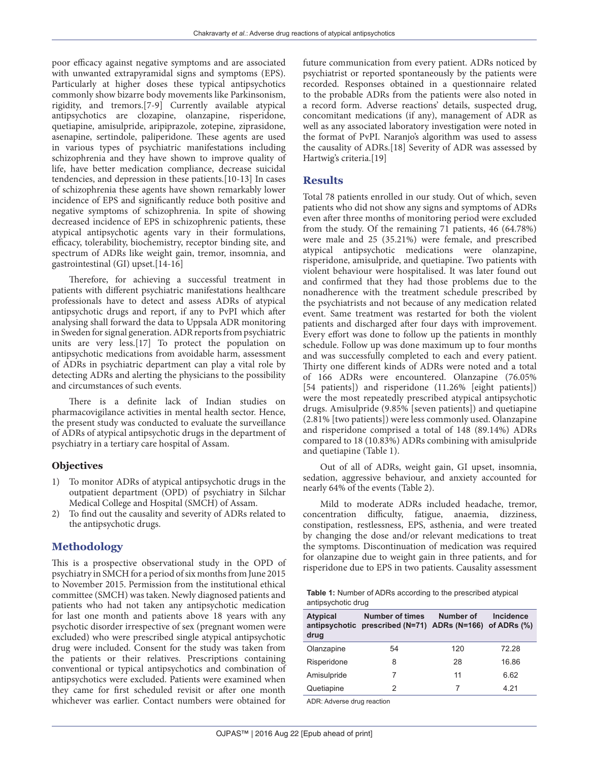poor efficacy against negative symptoms and are associated with unwanted extrapyramidal signs and symptoms (EPS). Particularly at higher doses these typical antipsychotics commonly show bizarre body movements like Parkinsonism, rigidity, and tremors.[7-9] Currently available atypical antipsychotics are clozapine, olanzapine, risperidone, quetiapine, amisulpride, aripiprazole, zotepine, ziprasidone, asenapine, sertindole, paliperidone. These agents are used in various types of psychiatric manifestations including schizophrenia and they have shown to improve quality of life, have better medication compliance, decrease suicidal tendencies, and depression in these patients.[10-13] In cases of schizophrenia these agents have shown remarkably lower incidence of EPS and significantly reduce both positive and negative symptoms of schizophrenia. In spite of showing decreased incidence of EPS in schizophrenic patients, these atypical antipsychotic agents vary in their formulations, efficacy, tolerability, biochemistry, receptor binding site, and spectrum of ADRs like weight gain, tremor, insomnia, and gastrointestinal (GI) upset.[14-16]

Therefore, for achieving a successful treatment in patients with different psychiatric manifestations healthcare professionals have to detect and assess ADRs of atypical antipsychotic drugs and report, if any to PvPI which after analysing shall forward the data to Uppsala ADR monitoring in Sweden for signal generation. ADR reports from psychiatric units are very less.[17] To protect the population on antipsychotic medications from avoidable harm, assessment of ADRs in psychiatric department can play a vital role by detecting ADRs and alerting the physicians to the possibility and circumstances of such events.

There is a definite lack of Indian studies on pharmacovigilance activities in mental health sector. Hence, the present study was conducted to evaluate the surveillance of ADRs of atypical antipsychotic drugs in the department of psychiatry in a tertiary care hospital of Assam.

### Objectives

1) To monitor ADRs of atypical antipsychotic drugs in the outpatient department (OPD) of psychiatry in Silchar Medical College and Hospital (SMCH) of Assam.
2) To find out the causality and severity of ADRs related to the antipsychotic drugs.

## Methodology

This is a prospective observational study in the OPD of psychiatry in SMCH for a period of six months from June 2015 to November 2015. Permission from the institutional ethical committee (SMCH) was taken. Newly diagnosed patients and patients who had not taken any antipsychotic medication for last one month and patients above 18 years with any psychotic disorder irrespective of sex (pregnant women were excluded) who were prescribed single atypical antipsychotic drug were included. Consent for the study was taken from the patients or their relatives. Prescriptions containing conventional or typical antipsychotics and combination of antipsychotics were excluded. Patients were examined when they came for first scheduled revisit or after one month whichever was earlier. Contact numbers were obtained for future communication from every patient. ADRs noticed by psychiatrist or reported spontaneously by the patients were recorded. Responses obtained in a questionnaire related to the probable ADRs from the patients were also noted in a record form. Adverse reactions' details, suspected drug, concomitant medications (if any), management of ADR as well as any associated laboratory investigation were noted in the format of PvPI. Naranjo's algorithm was used to assess the causality of ADRs.[18] Severity of ADR was assessed by Hartwig's criteria.[19]

## Results

Total 78 patients enrolled in our study. Out of which, seven patients who did not show any signs and symptoms of ADRs even after three months of monitoring period were excluded from the study. Of the remaining 71 patients, 46 (64.78%) were male and 25 (35.21%) were female, and prescribed atypical antipsychotic medications were olanzapine, risperidone, amisulpride, and quetiapine. Two patients with violent behaviour were hospitalised. It was later found out and confirmed that they had those problems due to the nonadherence with the treatment schedule prescribed by the psychiatrists and not because of any medication related event. Same treatment was restarted for both the violent patients and discharged after four days with improvement. Every effort was done to follow up the patients in monthly schedule. Follow up was done maximum up to four months and was successfully completed to each and every patient. Thirty one different kinds of ADRs were noted and a total of 166 ADRs were encountered. Olanzapine (76.05% [54 patients]) and risperidone (11.26% [eight patients]) were the most repeatedly prescribed atypical antipsychotic drugs. Amisulpride (9.85% [seven patients]) and quetiapine (2.81% [two patients]) were less commonly used. Olanzapine and risperidone comprised a total of 148 (89.14%) ADRs compared to 18 (10.83%) ADRs combining with amisulpride and quetiapine (Table 1).

Out of all of ADRs, weight gain, GI upset, insomnia, sedation, aggressive behaviour, and anxiety accounted for nearly 64% of the events (Table 2).

Mild to moderate ADRs included headache, tremor, concentration difficulty, fatigue, anaemia, dizziness, constipation, restlessness, EPS, asthenia, and were treated by changing the dose and/or relevant medications to treat the symptoms. Discontinuation of medication was required for olanzapine due to weight gain in three patients, and for risperidone due to EPS in two patients. Causality assessment

**Table 1:** Number of ADRs according to the prescribed atypical antipsychotic drug

| Atypical antipsychotic drug | Number of times prescribed (N=71) | Number of ADRs (N=166) | Incidence of ADRs (%) |
|---|---|---|---|
| Olanzapine | 54 | 120 | 72.28 |
| Risperidone | 8 | 28 | 16.86 |
| Amisulpride | 7 | 11 | 6.62 |
| Quetiapine | 2 | 7 | 4.21 |

ADR: Adverse drug reaction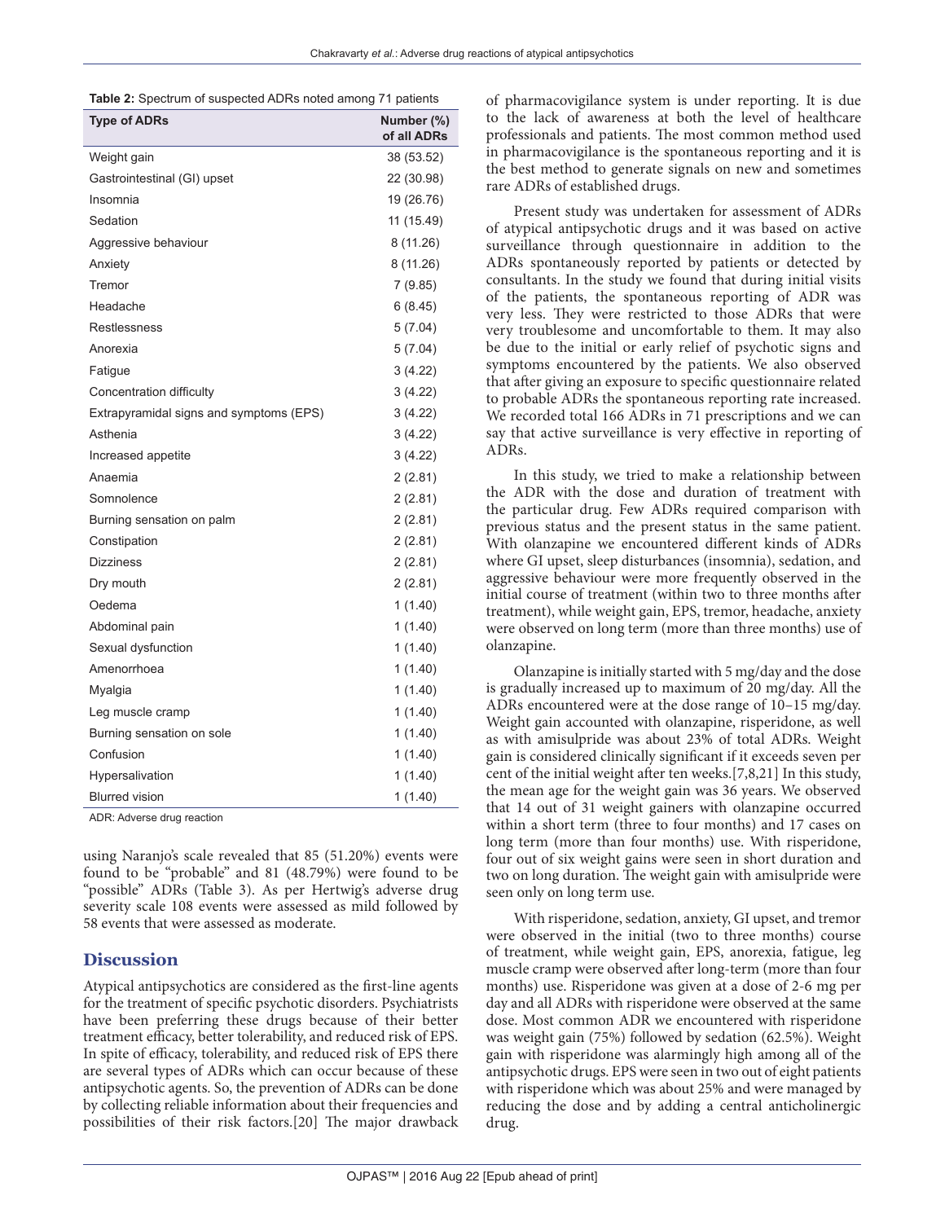**Table 2:** Spectrum of suspected ADRs noted among 71 patients

| Type of ADRs | Number (%) of all ADRs |
|---|---|
| Weight gain | 38 (53.52) |
| Gastrointestinal (GI) upset | 22 (30.98) |
| Insomnia | 19 (26.76) |
| Sedation | 11 (15.49) |
| Aggressive behaviour | 8 (11.26) |
| Anxiety | 8 (11.26) |
| Tremor | 7 (9.85) |
| Headache | 6 (8.45) |
| Restlessness | 5 (7.04) |
| Anorexia | 5 (7.04) |
| Fatigue | 3 (4.22) |
| Concentration difficulty | 3 (4.22) |
| Extrapyramidal signs and symptoms (EPS) | 3 (4.22) |
| Asthenia | 3 (4.22) |
| Increased appetite | 3 (4.22) |
| Anaemia | 2 (2.81) |
| Somnolence | 2 (2.81) |
| Burning sensation on palm | 2 (2.81) |
| Constipation | 2 (2.81) |
| Dizziness | 2 (2.81) |
| Dry mouth | 2 (2.81) |
| Oedema | 1 (1.40) |
| Abdominal pain | 1 (1.40) |
| Sexual dysfunction | 1 (1.40) |
| Amenorrhoea | 1 (1.40) |
| Myalgia | 1 (1.40) |
| Leg muscle cramp | 1 (1.40) |
| Burning sensation on sole | 1 (1.40) |
| Confusion | 1 (1.40) |
| Hypersalivation | 1 (1.40) |
| Blurred vision | 1 (1.40) |

ADR: Adverse drug reaction

using Naranjo's scale revealed that 85 (51.20%) events were found to be "probable" and 81 (48.79%) were found to be "possible" ADRs (Table 3). As per Hertwig's adverse drug severity scale 108 events were assessed as mild followed by 58 events that were assessed as moderate.

## Discussion

Atypical antipsychotics are considered as the first-line agents for the treatment of specific psychotic disorders. Psychiatrists have been preferring these drugs because of their better treatment efficacy, better tolerability, and reduced risk of EPS. In spite of efficacy, tolerability, and reduced risk of EPS there are several types of ADRs which can occur because of these antipsychotic agents. So, the prevention of ADRs can be done by collecting reliable information about their frequencies and possibilities of their risk factors.[20] The major drawback of pharmacovigilance system is under reporting. It is due to the lack of awareness at both the level of healthcare professionals and patients. The most common method used in pharmacovigilance is the spontaneous reporting and it is the best method to generate signals on new and sometimes rare ADRs of established drugs.

Present study was undertaken for assessment of ADRs of atypical antipsychotic drugs and it was based on active surveillance through questionnaire in addition to the ADRs spontaneously reported by patients or detected by consultants. In the study we found that during initial visits of the patients, the spontaneous reporting of ADR was very less. They were restricted to those ADRs that were very troublesome and uncomfortable to them. It may also be due to the initial or early relief of psychotic signs and symptoms encountered by the patients. We also observed that after giving an exposure to specific questionnaire related to probable ADRs the spontaneous reporting rate increased. We recorded total 166 ADRs in 71 prescriptions and we can say that active surveillance is very effective in reporting of ADRs.

In this study, we tried to make a relationship between the ADR with the dose and duration of treatment with the particular drug. Few ADRs required comparison with previous status and the present status in the same patient. With olanzapine we encountered different kinds of ADRs where GI upset, sleep disturbances (insomnia), sedation, and aggressive behaviour were more frequently observed in the initial course of treatment (within two to three months after treatment), while weight gain, EPS, tremor, headache, anxiety were observed on long term (more than three months) use of olanzapine.

Olanzapine is initially started with 5 mg/day and the dose is gradually increased up to maximum of 20 mg/day. All the ADRs encountered were at the dose range of 10–15 mg/day. Weight gain accounted with olanzapine, risperidone, as well as with amisulpride was about 23% of total ADRs. Weight gain is considered clinically significant if it exceeds seven per cent of the initial weight after ten weeks.[7,8,21] In this study, the mean age for the weight gain was 36 years. We observed that 14 out of 31 weight gainers with olanzapine occurred within a short term (three to four months) and 17 cases on long term (more than four months) use. With risperidone, four out of six weight gains were seen in short duration and two on long duration. The weight gain with amisulpride were seen only on long term use.

With risperidone, sedation, anxiety, GI upset, and tremor were observed in the initial (two to three months) course of treatment, while weight gain, EPS, anorexia, fatigue, leg muscle cramp were observed after long-term (more than four months) use. Risperidone was given at a dose of 2-6 mg per day and all ADRs with risperidone were observed at the same dose. Most common ADR we encountered with risperidone was weight gain (75%) followed by sedation (62.5%). Weight gain with risperidone was alarmingly high among all of the antipsychotic drugs. EPS were seen in two out of eight patients with risperidone which was about 25% and were managed by reducing the dose and by adding a central anticholinergic drug.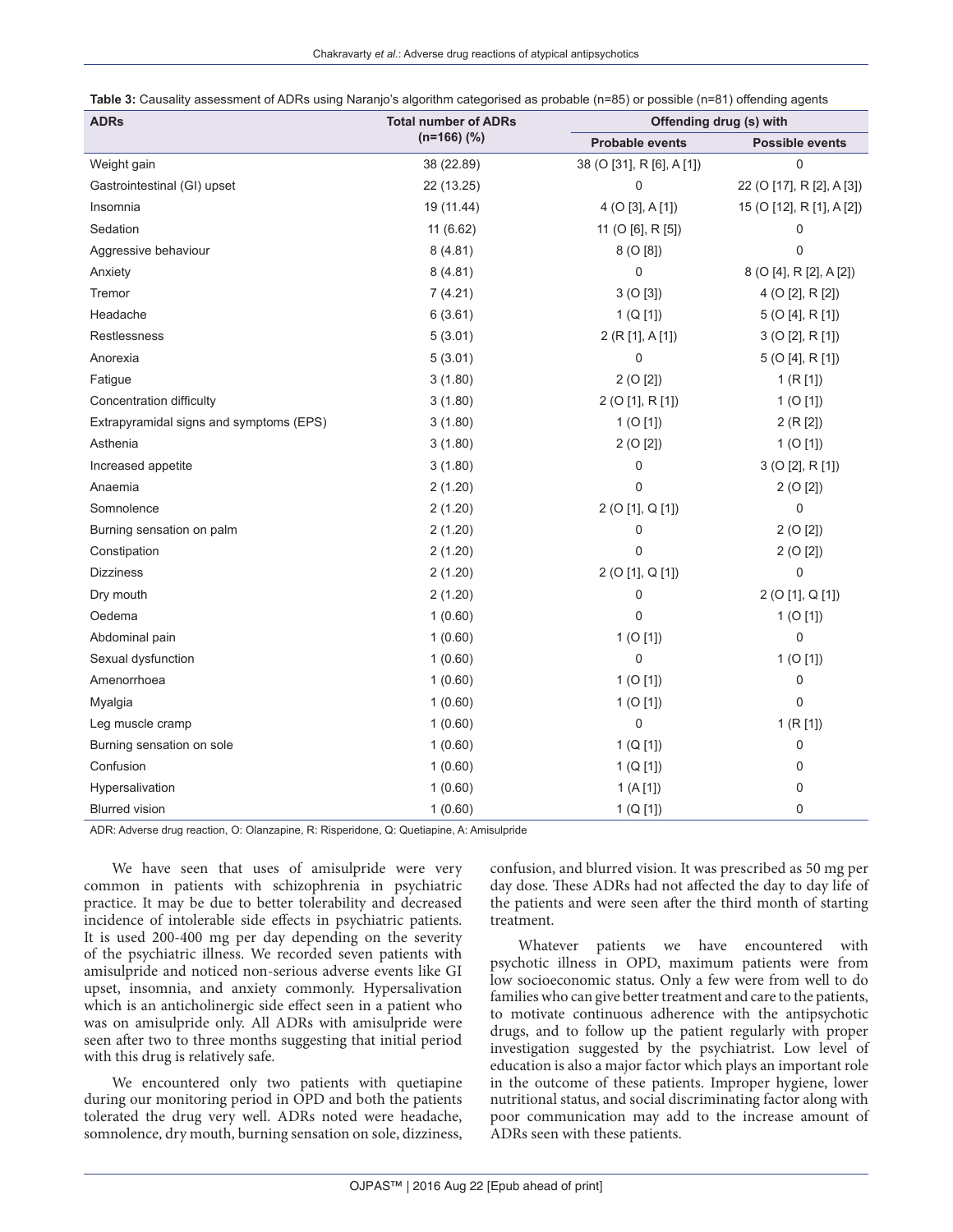**Table 3:** Causality assessment of ADRs using Naranjo's algorithm categorised as probable (n=85) or possible (n=81) offending agents

| ADRs | Total number of ADRs (n=166) (%) | Offending drug (s) with | |
|---|---|---|---|
| | | Probable events | Possible events |
| Weight gain | 38 (22.89) | 38 (O [31], R [6], A [1]) | 0 |
| Gastrointestinal (GI) upset | 22 (13.25) | 0 | 22 (O [17], R [2], A [3]) |
| Insomnia | 19 (11.44) | 4 (O [3], A [1]) | 15 (O [12], R [1], A [2]) |
| Sedation | 11 (6.62) | 11 (O [6], R [5]) | 0 |
| Aggressive behaviour | 8 (4.81) | 8 (O [8]) | 0 |
| Anxiety | 8 (4.81) | 0 | 8 (O [4], R [2], A [2]) |
| Tremor | 7 (4.21) | 3 (O [3]) | 4 (O [2], R [2]) |
| Headache | 6 (3.61) | 1 (Q [1]) | 5 (O [4], R [1]) |
| Restlessness | 5 (3.01) | 2 (R [1], A [1]) | 3 (O [2], R [1]) |
| Anorexia | 5 (3.01) | 0 | 5 (O [4], R [1]) |
| Fatigue | 3 (1.80) | 2 (O [2]) | 1 (R [1]) |
| Concentration difficulty | 3 (1.80) | 2 (O [1], R [1]) | 1 (O [1]) |
| Extrapyramidal signs and symptoms (EPS) | 3 (1.80) | 1 (O [1]) | 2 (R [2]) |
| Asthenia | 3 (1.80) | 2 (O [2]) | 1 (O [1]) |
| Increased appetite | 3 (1.80) | 0 | 3 (O [2], R [1]) |
| Anaemia | 2 (1.20) | 0 | 2 (O [2]) |
| Somnolence | 2 (1.20) | 2 (O [1], Q [1]) | 0 |
| Burning sensation on palm | 2 (1.20) | 0 | 2 (O [2]) |
| Constipation | 2 (1.20) | 0 | 2 (O [2]) |
| Dizziness | 2 (1.20) | 2 (O [1], Q [1]) | 0 |
| Dry mouth | 2 (1.20) | 0 | 2 (O [1], Q [1]) |
| Oedema | 1 (0.60) | 0 | 1 (O [1]) |
| Abdominal pain | 1 (0.60) | 1 (O [1]) | 0 |
| Sexual dysfunction | 1 (0.60) | 0 | 1 (O [1]) |
| Amenorrhoea | 1 (0.60) | 1 (O [1]) | 0 |
| Myalgia | 1 (0.60) | 1 (O [1]) | 0 |
| Leg muscle cramp | 1 (0.60) | 0 | 1 (R [1]) |
| Burning sensation on sole | 1 (0.60) | 1 (Q [1]) | 0 |
| Confusion | 1 (0.60) | 1 (Q [1]) | 0 |
| Hypersalivation | 1 (0.60) | 1 (A [1]) | 0 |
| Blurred vision | 1 (0.60) | 1 (Q [1]) | 0 |

ADR: Adverse drug reaction, O: Olanzapine, R: Risperidone, Q: Quetiapine, A: Amisulpride

We have seen that uses of amisulpride were very common in patients with schizophrenia in psychiatric practice. It may be due to better tolerability and decreased incidence of intolerable side effects in psychiatric patients. It is used 200-400 mg per day depending on the severity of the psychiatric illness. We recorded seven patients with amisulpride and noticed non-serious adverse events like GI upset, insomnia, and anxiety commonly. Hypersalivation which is an anticholinergic side effect seen in a patient who was on amisulpride only. All ADRs with amisulpride were seen after two to three months suggesting that initial period with this drug is relatively safe.

We encountered only two patients with quetiapine during our monitoring period in OPD and both the patients tolerated the drug very well. ADRs noted were headache, somnolence, dry mouth, burning sensation on sole, dizziness, confusion, and blurred vision. It was prescribed as 50 mg per day dose. These ADRs had not affected the day to day life of the patients and were seen after the third month of starting treatment.

Whatever patients we have encountered with psychotic illness in OPD, maximum patients were from low socioeconomic status. Only a few were from well to do families who can give better treatment and care to the patients, to motivate continuous adherence with the antipsychotic drugs, and to follow up the patient regularly with proper investigation suggested by the psychiatrist. Low level of education is also a major factor which plays an important role in the outcome of these patients. Improper hygiene, lower nutritional status, and social discriminating factor along with poor communication may add to the increase amount of ADRs seen with these patients.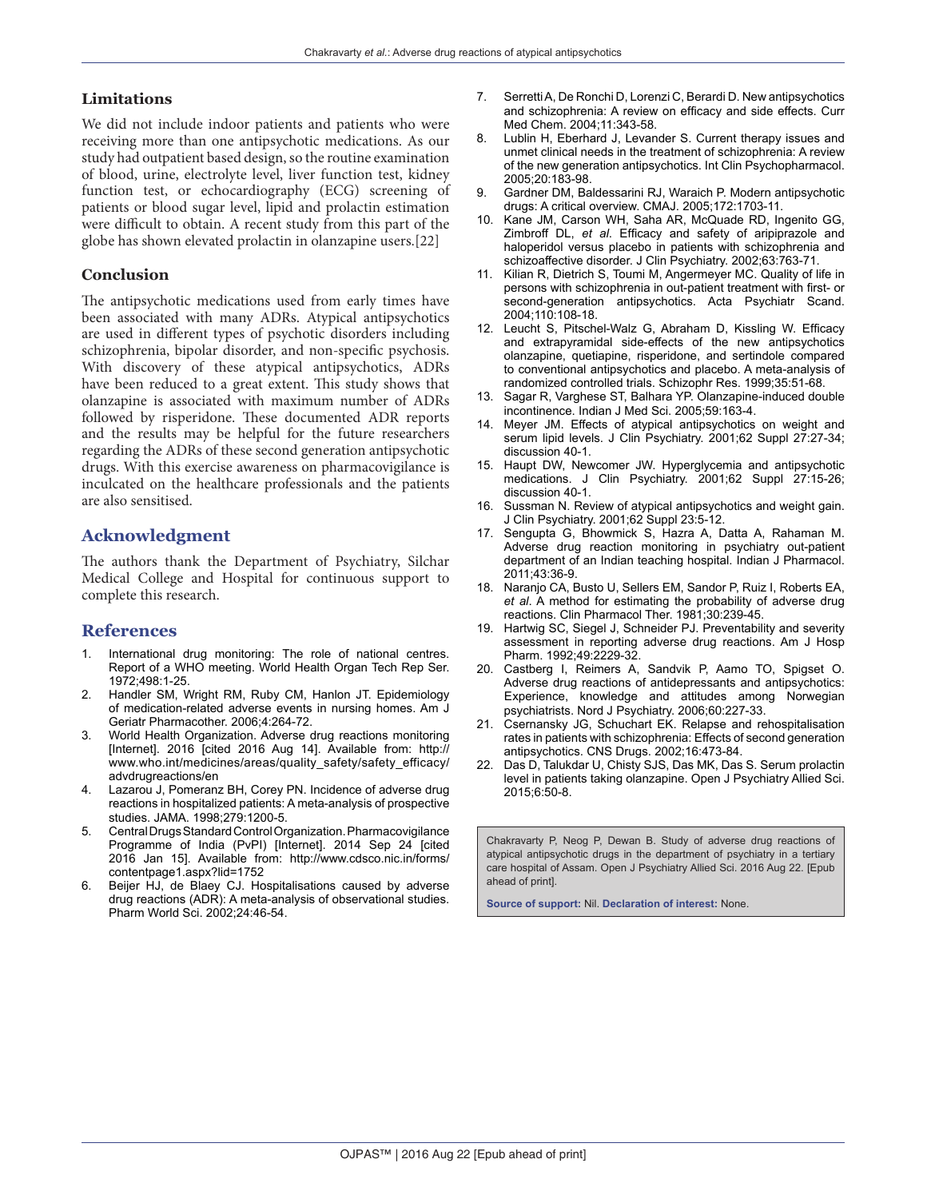## Limitations

We did not include indoor patients and patients who were receiving more than one antipsychotic medications. As our study had outpatient based design, so the routine examination of blood, urine, electrolyte level, liver function test, kidney function test, or echocardiography (ECG) screening of patients or blood sugar level, lipid and prolactin estimation were difficult to obtain. A recent study from this part of the globe has shown elevated prolactin in olanzapine users.[22]

## Conclusion

The antipsychotic medications used from early times have been associated with many ADRs. Atypical antipsychotics are used in different types of psychotic disorders including schizophrenia, bipolar disorder, and non-specific psychosis. With discovery of these atypical antipsychotics, ADRs have been reduced to a great extent. This study shows that olanzapine is associated with maximum number of ADRs followed by risperidone. These documented ADR reports and the results may be helpful for the future researchers regarding the ADRs of these second generation antipsychotic drugs. With this exercise awareness on pharmacovigilance is inculcated on the healthcare professionals and the patients are also sensitised.

## Acknowledgment

The authors thank the Department of Psychiatry, Silchar Medical College and Hospital for continuous support to complete this research.

## References

1. International drug monitoring: The role of national centres. Report of a WHO meeting. World Health Organ Tech Rep Ser. 1972;498:1-25.
2. Handler SM, Wright RM, Ruby CM, Hanlon JT. Epidemiology of medication-related adverse events in nursing homes. Am J Geriatr Pharmacother. 2006;4:264-72.
3. World Health Organization. Adverse drug reactions monitoring [Internet]. 2016 [cited 2016 Aug 14]. Available from: http://www.who.int/medicines/areas/quality_safety/safety_efficacy/advdrugreactions/en
4. Lazarou J, Pomeranz BH, Corey PN. Incidence of adverse drug reactions in hospitalized patients: A meta-analysis of prospective studies. JAMA. 1998;279:1200-5.
5. Central Drugs Standard Control Organization. Pharmacovigilance Programme of India (PvPI) [Internet]. 2014 Sep 24 [cited 2016 Jan 15]. Available from: http://www.cdsco.nic.in/forms/contentpage1.aspx?lid=1752
6. Beijer HJ, de Blaey CJ. Hospitalisations caused by adverse drug reactions (ADR): A meta-analysis of observational studies. Pharm World Sci. 2002;24:46-54.
7. Serretti A, De Ronchi D, Lorenzi C, Berardi D. New antipsychotics and schizophrenia: A review on efficacy and side effects. Curr Med Chem. 2004;11:343-58.
8. Lublin H, Eberhard J, Levander S. Current therapy issues and unmet clinical needs in the treatment of schizophrenia: A review of the new generation antipsychotics. Int Clin Psychopharmacol. 2005;20:183-98.
9. Gardner DM, Baldessarini RJ, Waraich P. Modern antipsychotic drugs: A critical overview. CMAJ. 2005;172:1703-11.
10. Kane JM, Carson WH, Saha AR, McQuade RD, Ingenito GG, Zimbroff DL, *et al*. Efficacy and safety of aripiprazole and haloperidol versus placebo in patients with schizophrenia and schizoaffective disorder. J Clin Psychiatry. 2002;63:763-71.
11. Kilian R, Dietrich S, Toumi M, Angermeyer MC. Quality of life in persons with schizophrenia in out-patient treatment with first- or second-generation antipsychotics. Acta Psychiatr Scand. 2004;110:108-18.
12. Leucht S, Pitschel-Walz G, Abraham D, Kissling W. Efficacy and extrapyramidal side-effects of the new antipsychotics olanzapine, quetiapine, risperidone, and sertindole compared to conventional antipsychotics and placebo. A meta-analysis of randomized controlled trials. Schizophr Res. 1999;35:51-68.
13. Sagar R, Varghese ST, Balhara YP. Olanzapine-induced double incontinence. Indian J Med Sci. 2005;59:163-4.
14. Meyer JM. Effects of atypical antipsychotics on weight and serum lipid levels. J Clin Psychiatry. 2001;62 Suppl 27:27-34; discussion 40-1.
15. Haupt DW, Newcomer JW. Hyperglycemia and antipsychotic medications. J Clin Psychiatry. 2001;62 Suppl 27:15-26; discussion 40-1.
16. Sussman N. Review of atypical antipsychotics and weight gain. J Clin Psychiatry. 2001;62 Suppl 23:5-12.
17. Sengupta G, Bhowmick S, Hazra A, Datta A, Rahaman M. Adverse drug reaction monitoring in psychiatry out-patient department of an Indian teaching hospital. Indian J Pharmacol. 2011;43:36-9.
18. Naranjo CA, Busto U, Sellers EM, Sandor P, Ruiz I, Roberts EA, *et al*. A method for estimating the probability of adverse drug reactions. Clin Pharmacol Ther. 1981;30:239-45.
19. Hartwig SC, Siegel J, Schneider PJ. Preventability and severity assessment in reporting adverse drug reactions. Am J Hosp Pharm. 1992;49:2229-32.
20. Castberg I, Reimers A, Sandvik P, Aamo TO, Spigset O. Adverse drug reactions of antidepressants and antipsychotics: Experience, knowledge and attitudes among Norwegian psychiatrists. Nord J Psychiatry. 2006;60:227-33.
21. Csernansky JG, Schuchart EK. Relapse and rehospitalisation rates in patients with schizophrenia: Effects of second generation antipsychotics. CNS Drugs. 2002;16:473-84.
22. Das D, Talukdar U, Chisty SJS, Das MK, Das S. Serum prolactin level in patients taking olanzapine. Open J Psychiatry Allied Sci. 2015;6:50-8.

Chakravarty P, Neog P, Dewan B. Study of adverse drug reactions of atypical antipsychotic drugs in the department of psychiatry in a tertiary care hospital of Assam. Open J Psychiatry Allied Sci. 2016 Aug 22. [Epub ahead of print].

**Source of support:** Nil. **Declaration of interest:** None.